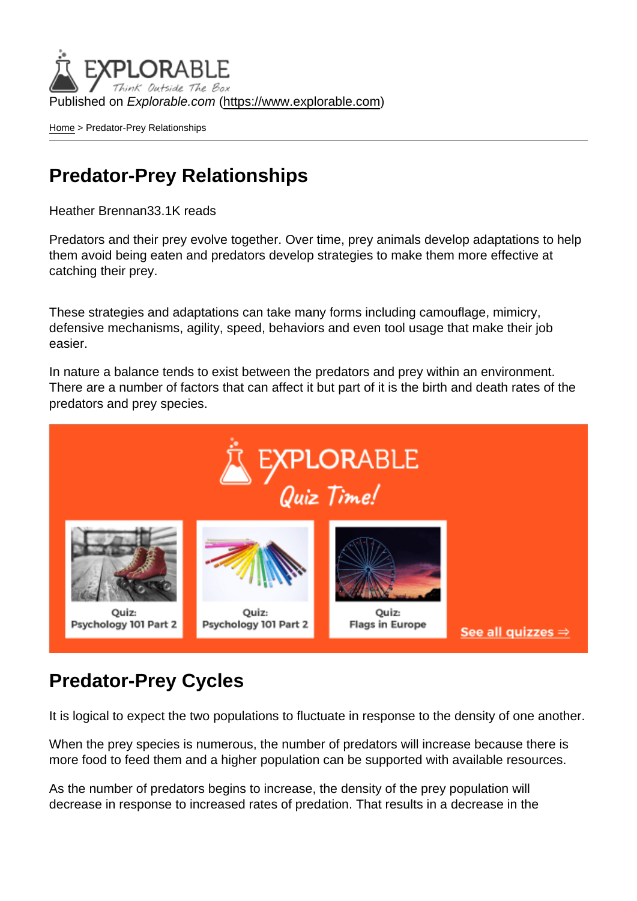Published on *Explorable.com* (https://www.explorable.com)

Home > Predator-Prey Relationships

# Predator-Prey Relationships

Heather Brennan33.1K reads

Predators and their prey evolve together. Over time, prey animals develop adaptations to help them avoid being eaten and predators develop strategies to make them more effective at catching their prey.

These strategies and adaptations can take many forms including camouflage, mimicry, defensive mechanisms, agility, speed, behaviors and even tool usage that make their job easier.

In nature a balance tends to exist between the predators and prey within an environment. There are a number of factors that can affect it but part of it is the birth and death rates of the predators and prey species.

## Predator-Prey Cycles

It is logical to expect the two populations to fluctuate in response to the density of one another.

When the prey species is numerous, the number of predators will increase because there is more food to feed them and a higher population can be supported with available resources.

As the number of predators begins to increase, the density of the prey population will decrease in response to increased rates of predation. That results in a decrease in the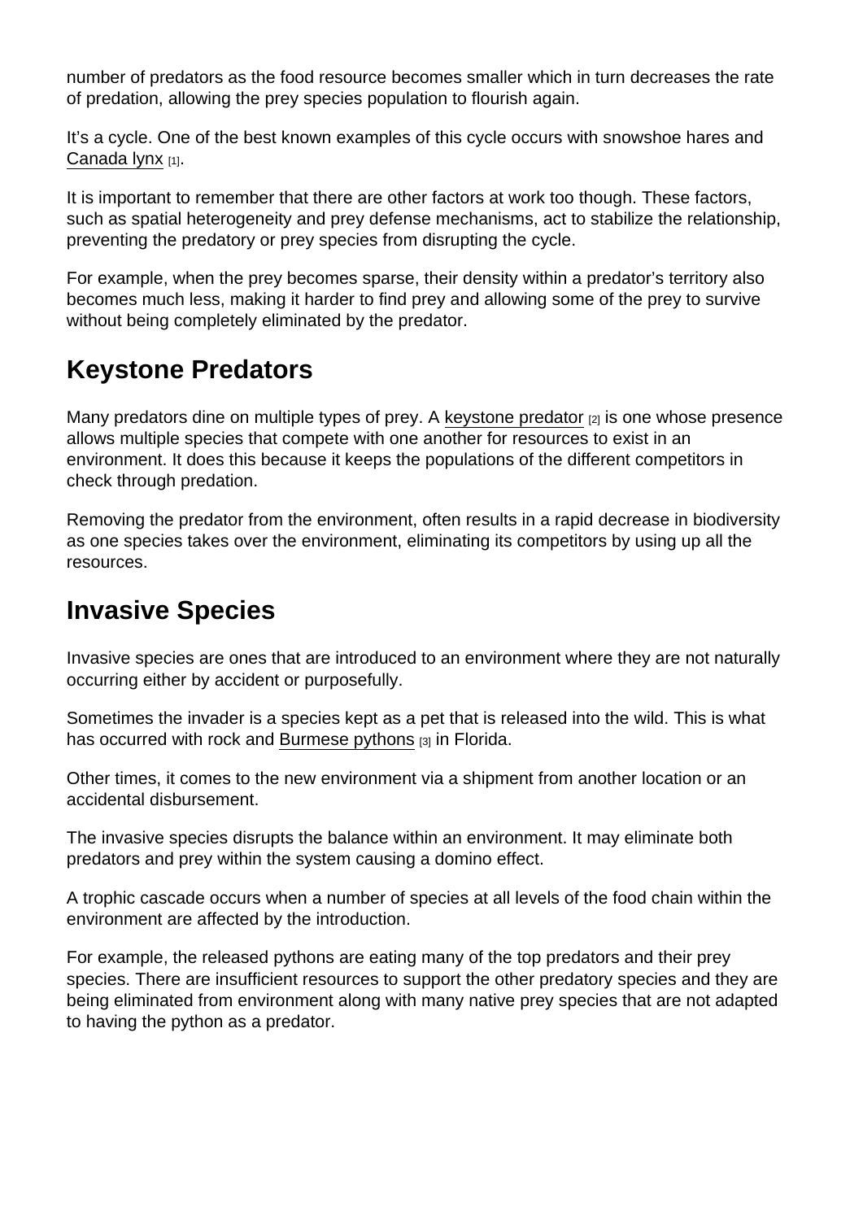number of predators as the food resource becomes smaller which in turn decreases the rate of predation, allowing the prey species population to flourish again.

It's a cycle. One of the best known examples of this cycle occurs with snowshoe hares and Canada lynx [1].

It is important to remember that there are other factors at work too though. These factors, such as spatial heterogeneity and prey defense mechanisms, act to stabilize the relationship, preventing the predatory or prey species from disrupting the cycle.

For example, when the prey becomes sparse, their density within a predator's territory also becomes much less, making it harder to find prey and allowing some of the prey to survive without being completely eliminated by the predator.

## Keystone Predators

Many predators dine on multiple types of prey. A keystone predator [2] is one whose presence allows multiple species that compete with one another for resources to exist in an environment. It does this because it keeps the populations of the different competitors in check through predation.

Removing the predator from the environment, often results in a rapid decrease in biodiversity as one species takes over the environment, eliminating its competitors by using up all the resources.

## Invasive Species

Invasive species are ones that are introduced to an environment where they are not naturally occurring either by accident or purposefully.

Sometimes the invader is a species kept as a pet that is released into the wild. This is what has occurred with rock and Burmese pythons [3] in Florida.

Other times, it comes to the new environment via a shipment from another location or an accidental disbursement.

The invasive species disrupts the balance within an environment. It may eliminate both predators and prey within the system causing a domino effect.

A trophic cascade occurs when a number of species at all levels of the food chain within the environment are affected by the introduction.

For example, the released pythons are eating many of the top predators and their prey species. There are insufficient resources to support the other predatory species and they are being eliminated from environment along with many native prey species that are not adapted to having the python as a predator.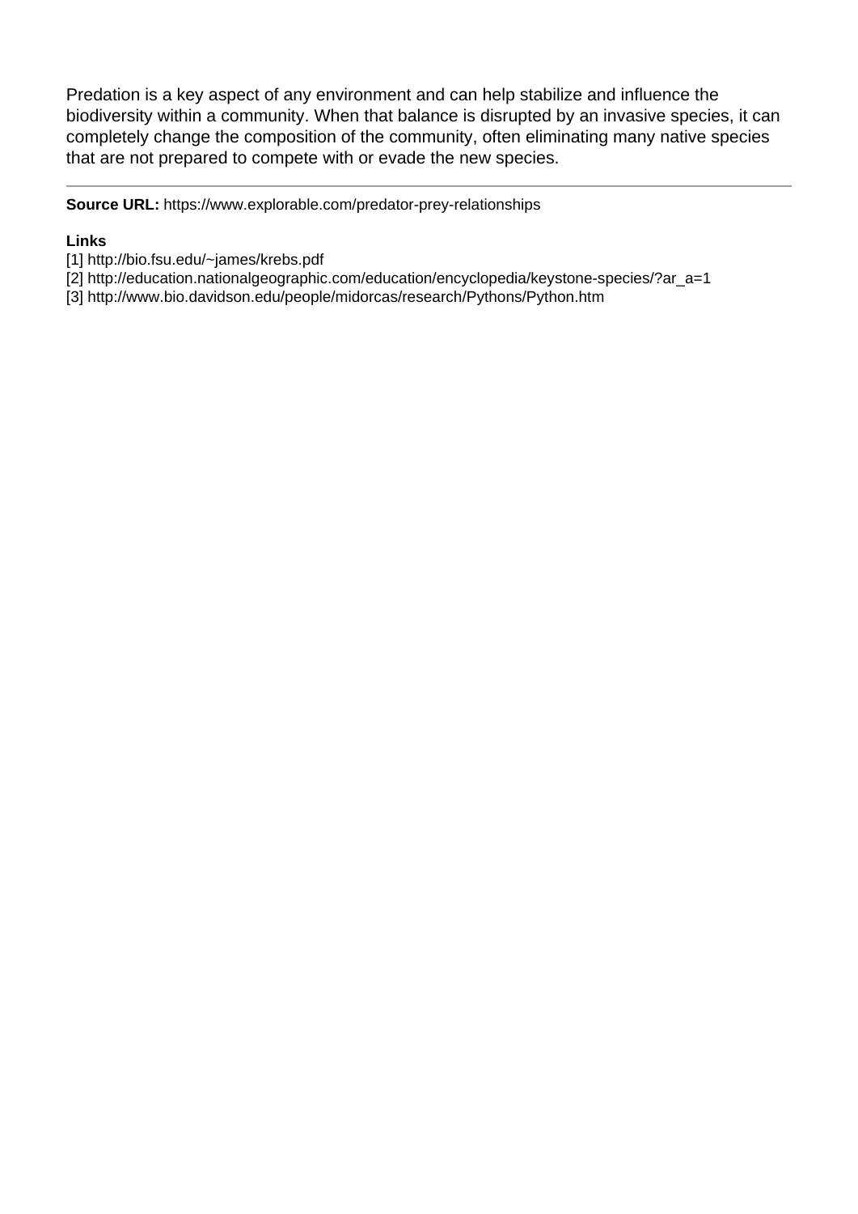Predation is a key aspect of any environment and can help stabilize and influence the biodiversity within a community. When that balance is disrupted by an invasive species, it can completely change the composition of the community, often eliminating many native species that are not prepared to compete with or evade the new species.

---

**Source URL:** https://www.explorable.com/predator-prey-relationships

**Links**

[1] http://bio.fsu.edu/~james/krebs.pdf
[2] http://education.nationalgeographic.com/education/encyclopedia/keystone-species/?ar_a=1
[3] http://www.bio.davidson.edu/people/midorcas/research/Pythons/Python.htm